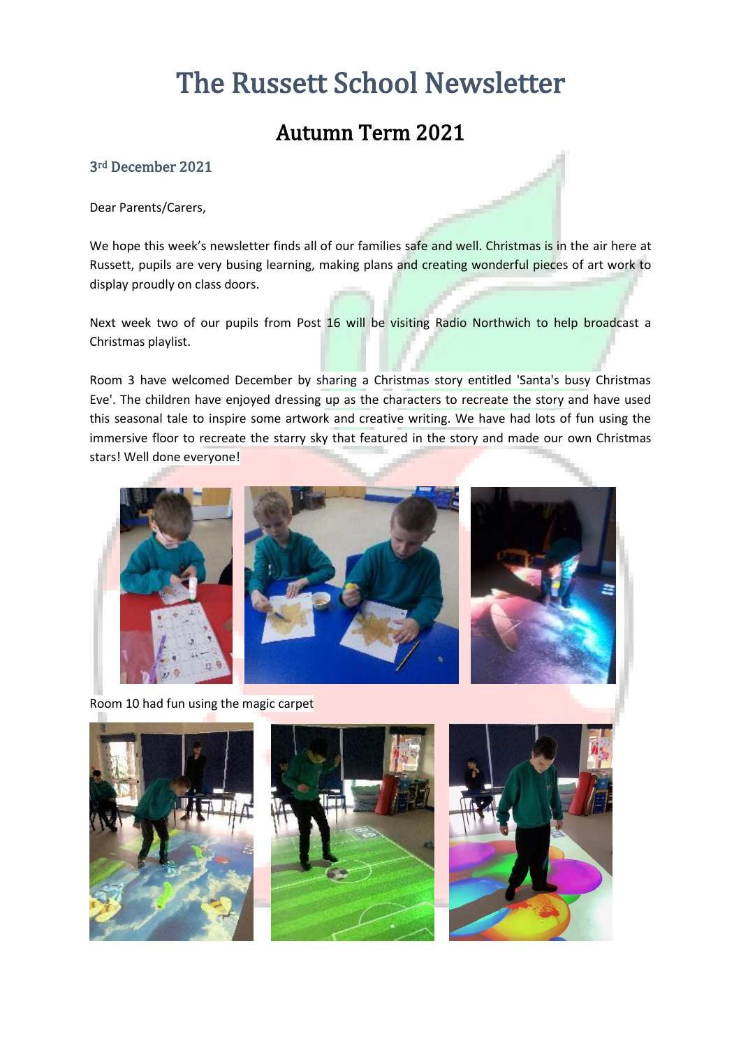# The Russett School Newsletter

## Autumn Term 2021

### 3rd December 2021

Dear Parents/Carers,

We hope this week's newsletter finds all of our families safe and well. Christmas is in the air here at Russett, pupils are very busing learning, making plans and creating wonderful pieces of art work to display proudly on class doors.

Next week two of our pupils from Post 16 will be visiting Radio Northwich to help broadcast a Christmas playlist.

Room 3 have welcomed December by sharing a Christmas story entitled 'Santa's busy Christmas Eve'. The children have enjoyed dressing up as the characters to recreate the story and have used this seasonal tale to inspire some artwork and creative writing. We have had lots of fun using the immersive floor to recreate the starry sky that featured in the story and made our own Christmas stars! Well done everyone!

Room 10 had fun using the magic carpet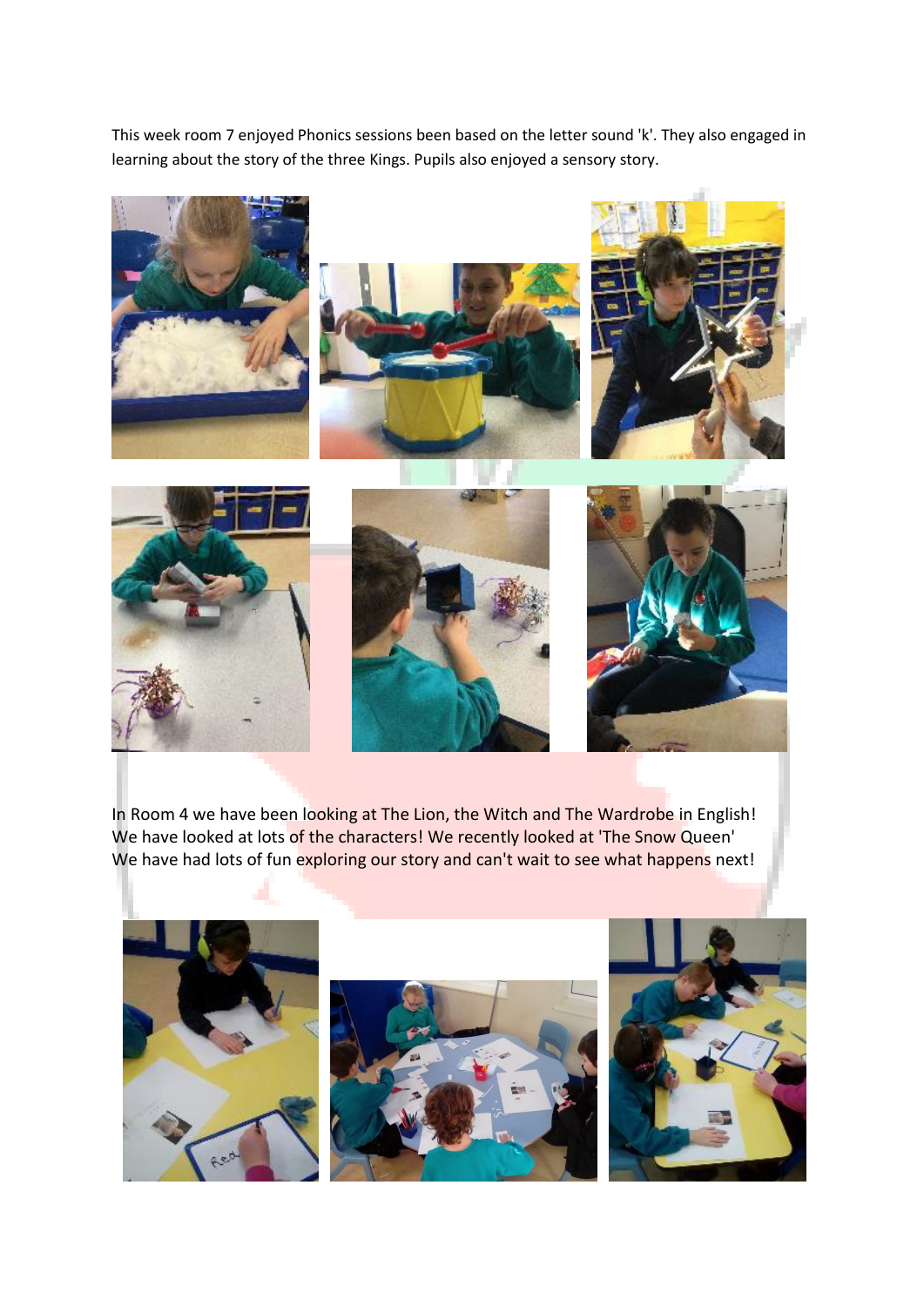This week room 7 enjoyed Phonics sessions been based on the letter sound 'k'. They also engaged in learning about the story of the three Kings. Pupils also enjoyed a sensory story.

In Room 4 we have been looking at The Lion, the Witch and The Wardrobe in English! We have looked at lots of the characters! We recently looked at 'The Snow Queen' We have had lots of fun exploring our story and can't wait to see what happens next!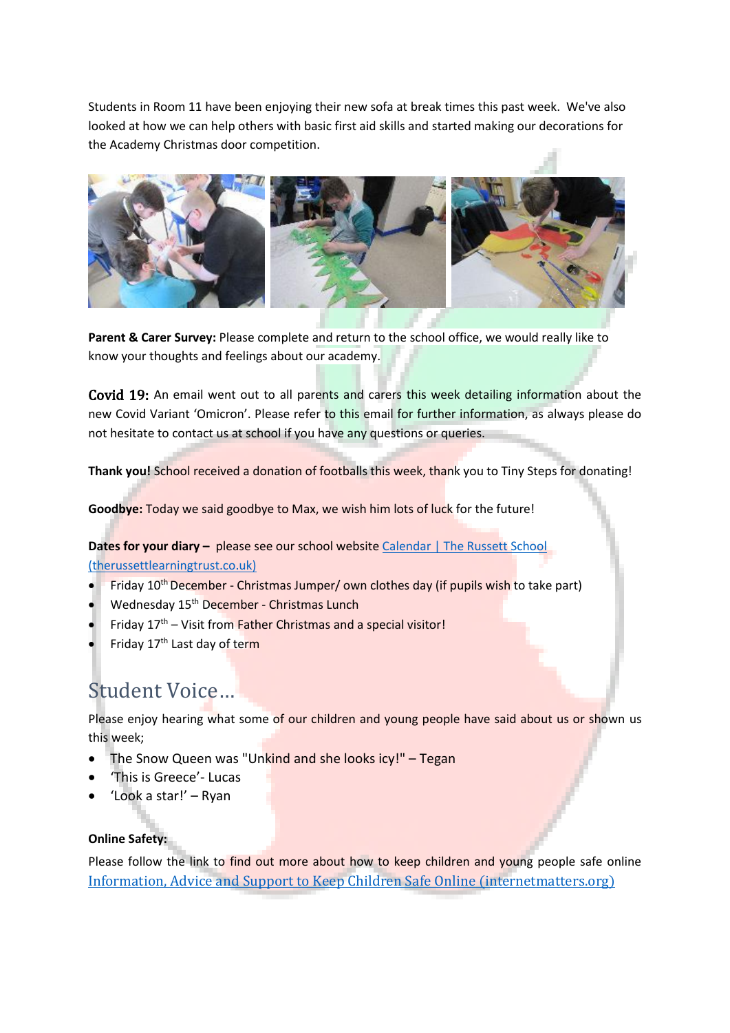Students in Room 11 have been enjoying their new sofa at break times this past week. We've also looked at how we can help others with basic first aid skills and started making our decorations for the Academy Christmas door competition.

**Parent & Carer Survey:** Please complete and return to the school office, we would really like to know your thoughts and feelings about our academy.

**Covid 19:** An email went out to all parents and carers this week detailing information about the new Covid Variant 'Omicron'. Please refer to this email for further information, as always please do not hesitate to contact us at school if you have any questions or queries.

**Thank you!** School received a donation of footballs this week, thank you to Tiny Steps for donating!

**Goodbye:** Today we said goodbye to Max, we wish him lots of luck for the future!

**Dates for your diary –** please see our school website [Calendar | The Russett School (therussettlearningtrust.co.uk)](therussettlearningtrust.co.uk)

- Friday 10th December - Christmas Jumper/ own clothes day (if pupils wish to take part)
- Wednesday 15th December - Christmas Lunch
- Friday 17th – Visit from Father Christmas and a special visitor!
- Friday 17th Last day of term

## Student Voice…

Please enjoy hearing what some of our children and young people have said about us or shown us this week;

- The Snow Queen was "Unkind and she looks icy!" – Tegan
- 'This is Greece'- Lucas
- 'Look a star!' – Ryan

**Online Safety:**

Please follow the link to find out more about how to keep children and young people safe online [Information, Advice and Support to Keep Children Safe Online (internetmatters.org)](internetmatters.org)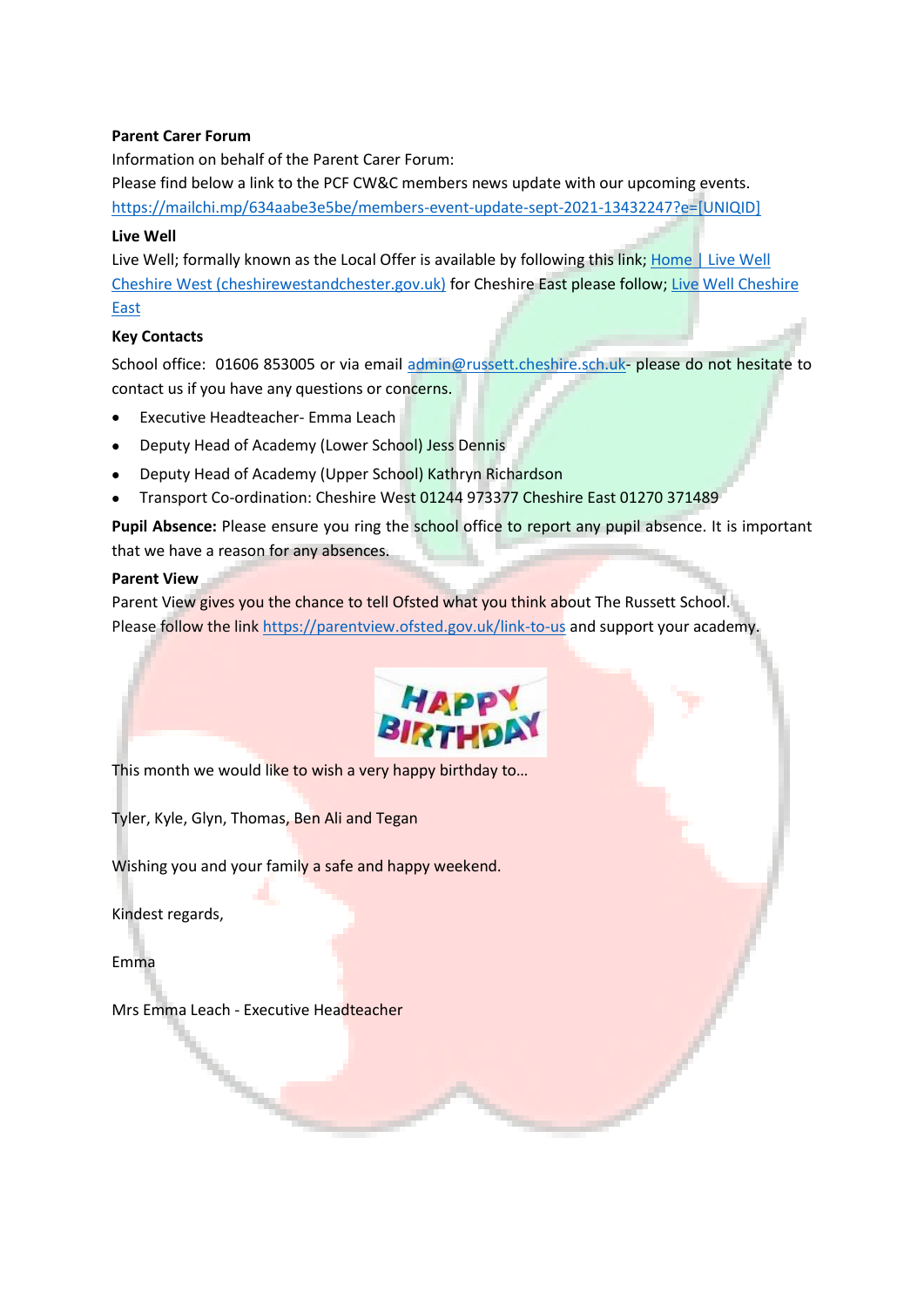**Parent Carer Forum**

Information on behalf of the Parent Carer Forum:

Please find below a link to the PCF CW&C members news update with our upcoming events.

https://mailchi.mp/634aabe3e5be/members-event-update-sept-2021-13432247?e=[UNIQID]

**Live Well**

Live Well; formally known as the Local Offer is available by following this link; Home | Live Well Cheshire West (cheshirewestandchester.gov.uk) for Cheshire East please follow; Live Well Cheshire East

**Key Contacts**

School office: 01606 853005 or via email admin@russett.cheshire.sch.uk- please do not hesitate to contact us if you have any questions or concerns.

- Executive Headteacher- Emma Leach
- Deputy Head of Academy (Lower School) Jess Dennis
- Deputy Head of Academy (Upper School) Kathryn Richardson
- Transport Co-ordination: Cheshire West 01244 973377 Cheshire East 01270 371489

**Pupil Absence:** Please ensure you ring the school office to report any pupil absence. It is important that we have a reason for any absences.

**Parent View**

Parent View gives you the chance to tell Ofsted what you think about The Russett School. Please follow the link https://parentview.ofsted.gov.uk/link-to-us and support your academy.

HAPPY BIRTHDAY

This month we would like to wish a very happy birthday to…

Tyler, Kyle, Glyn, Thomas, Ben Ali and Tegan

Wishing you and your family a safe and happy weekend.

Kindest regards,

Emma

Mrs Emma Leach - Executive Headteacher